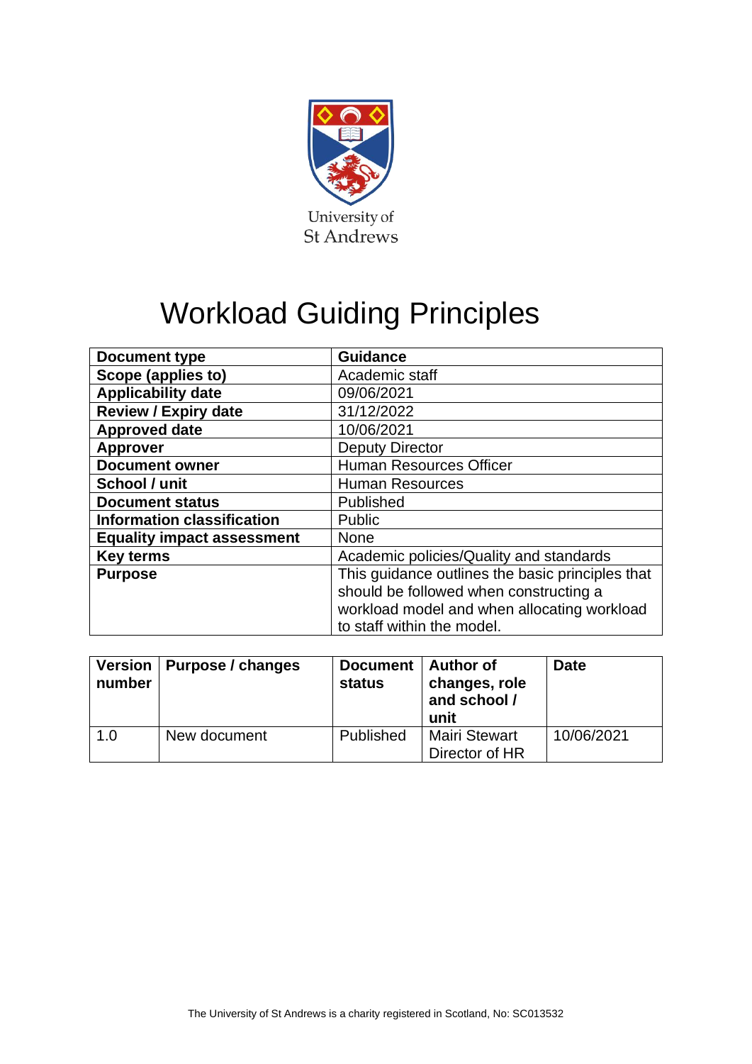University of St Andrews

# Workload Guiding Principles

| Document type | Guidance |
|---|---|
| Scope (applies to) | Academic staff |
| Applicability date | 09/06/2021 |
| Review / Expiry date | 31/12/2022 |
| Approved date | 10/06/2021 |
| Approver | Deputy Director |
| Document owner | Human Resources Officer |
| School / unit | Human Resources |
| Document status | Published |
| Information classification | Public |
| Equality impact assessment | None |
| Key terms | Academic policies/Quality and standards |
| Purpose | This guidance outlines the basic principles that should be followed when constructing a workload model and when allocating workload to staff within the model. |

| Version number | Purpose / changes | Document status | Author of changes, role and school / unit | Date |
|---|---|---|---|---|
| 1.0 | New document | Published | Mairi Stewart Director of HR | 10/06/2021 |

The University of St Andrews is a charity registered in Scotland, No: SC013532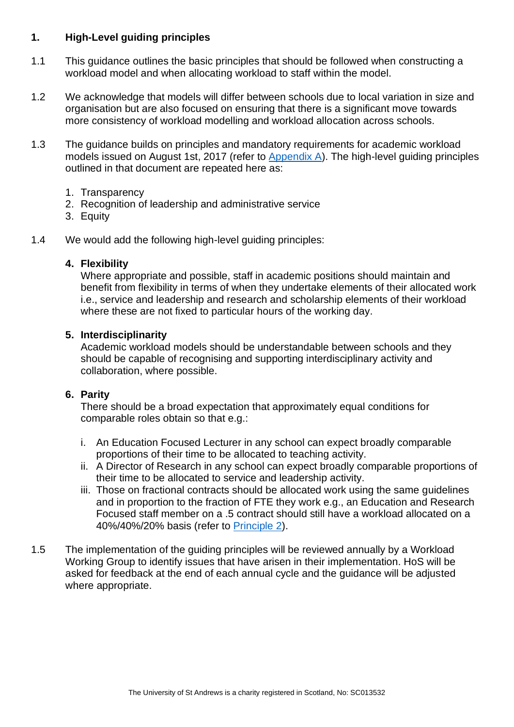## 1. High-Level guiding principles

1.1 This guidance outlines the basic principles that should be followed when constructing a workload model and when allocating workload to staff within the model.

1.2 We acknowledge that models will differ between schools due to local variation in size and organisation but are also focused on ensuring that there is a significant move towards more consistency of workload modelling and workload allocation across schools.

1.3 The guidance builds on principles and mandatory requirements for academic workload models issued on August 1st, 2017 (refer to Appendix A). The high-level guiding principles outlined in that document are repeated here as:

1. Transparency
2. Recognition of leadership and administrative service
3. Equity

1.4 We would add the following high-level guiding principles:

4. **Flexibility**
   Where appropriate and possible, staff in academic positions should maintain and benefit from flexibility in terms of when they undertake elements of their allocated work i.e., service and leadership and research and scholarship elements of their workload where these are not fixed to particular hours of the working day.

5. **Interdisciplinarity**
   Academic workload models should be understandable between schools and they should be capable of recognising and supporting interdisciplinary activity and collaboration, where possible.

6. **Parity**
   There should be a broad expectation that approximately equal conditions for comparable roles obtain so that e.g.:

   i. An Education Focused Lecturer in any school can expect broadly comparable proportions of their time to be allocated to teaching activity.
   ii. A Director of Research in any school can expect broadly comparable proportions of their time to be allocated to service and leadership activity.
   iii. Those on fractional contracts should be allocated work using the same guidelines and in proportion to the fraction of FTE they work e.g., an Education and Research Focused staff member on a .5 contract should still have a workload allocated on a 40%/40%/20% basis (refer to Principle 2).

1.5 The implementation of the guiding principles will be reviewed annually by a Workload Working Group to identify issues that have arisen in their implementation. HoS will be asked for feedback at the end of each annual cycle and the guidance will be adjusted where appropriate.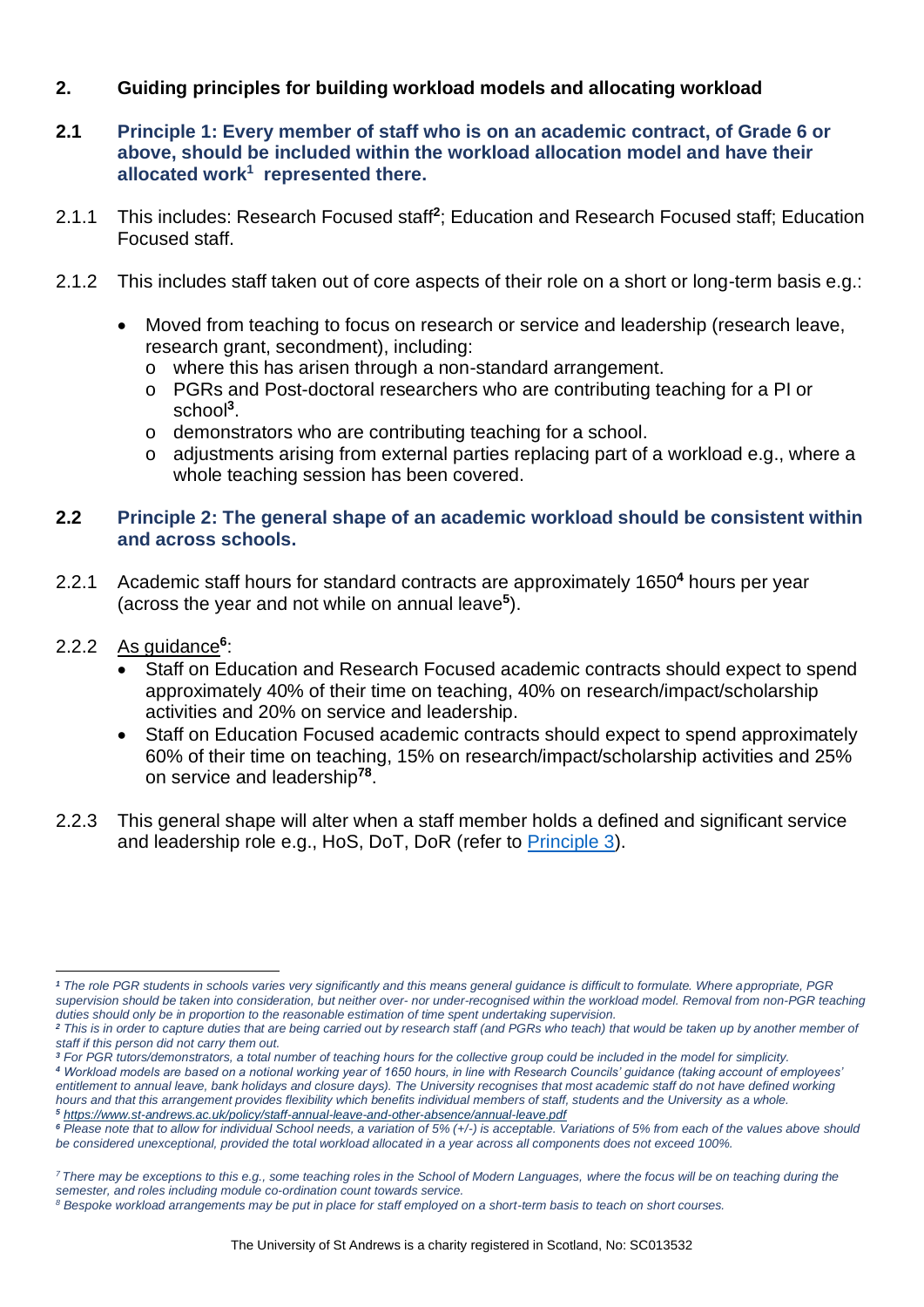## 2. Guiding principles for building workload models and allocating workload

### 2.1 Principle 1: Every member of staff who is on an academic contract, of Grade 6 or above, should be included within the workload allocation model and have their allocated work[1] represented there.

2.1.1 This includes: Research Focused staff[2]; Education and Research Focused staff; Education Focused staff.

2.1.2 This includes staff taken out of core aspects of their role on a short or long-term basis e.g.:

- Moved from teaching to focus on research or service and leadership (research leave, research grant, secondment), including:
  - where this has arisen through a non-standard arrangement.
  - PGRs and Post-doctoral researchers who are contributing teaching for a PI or school[3].
  - demonstrators who are contributing teaching for a school.
  - adjustments arising from external parties replacing part of a workload e.g., where a whole teaching session has been covered.

### 2.2 Principle 2: The general shape of an academic workload should be consistent within and across schools.

2.2.1 Academic staff hours for standard contracts are approximately 1650[4] hours per year (across the year and not while on annual leave[5]).

2.2.2 <u>As guidance</u>[6]:

- Staff on Education and Research Focused academic contracts should expect to spend approximately 40% of their time on teaching, 40% on research/impact/scholarship activities and 20% on service and leadership.
- Staff on Education Focused academic contracts should expect to spend approximately 60% of their time on teaching, 15% on research/impact/scholarship activities and 25% on service and leadership[7][8].

2.2.3 This general shape will alter when a staff member holds a defined and significant service and leadership role e.g., HoS, DoT, DoR (refer to [Principle 3](#)).

---

*[1] The role PGR students in schools varies very significantly and this means general guidance is difficult to formulate. Where appropriate, PGR supervision should be taken into consideration, but neither over- nor under-recognised within the workload model. Removal from non-PGR teaching duties should only be in proportion to the reasonable estimation of time spent undertaking supervision.*

*[2] This is in order to capture duties that are being carried out by research staff (and PGRs who teach) that would be taken up by another member of staff if this person did not carry them out.*

*[3] For PGR tutors/demonstrators, a total number of teaching hours for the collective group could be included in the model for simplicity.*

*[4] Workload models are based on a notional working year of 1650 hours, in line with Research Councils' guidance (taking account of employees' entitlement to annual leave, bank holidays and closure days). The University recognises that most academic staff do not have defined working hours and that this arrangement provides flexibility which benefits individual members of staff, students and the University as a whole.*

*[5] https://www.st-andrews.ac.uk/policy/staff-annual-leave-and-other-absence/annual-leave.pdf*

*[6] Please note that to allow for individual School needs, a variation of 5% (+/-) is acceptable. Variations of 5% from each of the values above should be considered unexceptional, provided the total workload allocated in a year across all components does not exceed 100%.*

*[7] There may be exceptions to this e.g., some teaching roles in the School of Modern Languages, where the focus will be on teaching during the semester, and roles including module co-ordination count towards service.*

*[8] Bespoke workload arrangements may be put in place for staff employed on a short-term basis to teach on short courses.*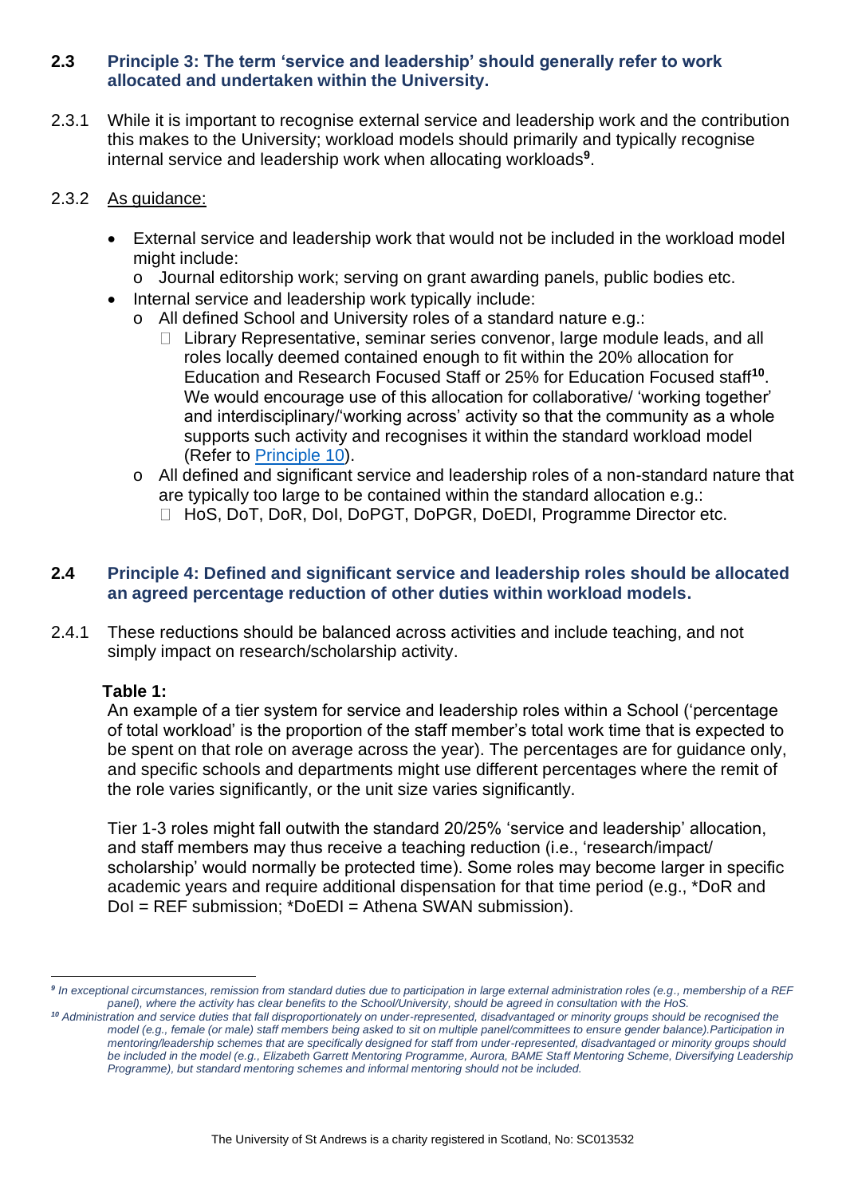### 2.3 Principle 3: The term 'service and leadership' should generally refer to work allocated and undertaken within the University.

2.3.1 While it is important to recognise external service and leadership work and the contribution this makes to the University; workload models should primarily and typically recognise internal service and leadership work when allocating workloads[9].

2.3.2 <u>As guidance:</u>

- External service and leadership work that would not be included in the workload model might include:
  - Journal editorship work; serving on grant awarding panels, public bodies etc.
- Internal service and leadership work typically include:
  - All defined School and University roles of a standard nature e.g.:
    - Library Representative, seminar series convenor, large module leads, and all roles locally deemed contained enough to fit within the 20% allocation for Education and Research Focused Staff or 25% for Education Focused staff[10]. We would encourage use of this allocation for collaborative/ 'working together' and interdisciplinary/'working across' activity so that the community as a whole supports such activity and recognises it within the standard workload model (Refer to Principle 10).
  - All defined and significant service and leadership roles of a non-standard nature that are typically too large to be contained within the standard allocation e.g.:
    - HoS, DoT, DoR, DoI, DoPGT, DoPGR, DoEDI, Programme Director etc.

### 2.4 Principle 4: Defined and significant service and leadership roles should be allocated an agreed percentage reduction of other duties within workload models.

2.4.1 These reductions should be balanced across activities and include teaching, and not simply impact on research/scholarship activity.

**Table 1:**
An example of a tier system for service and leadership roles within a School ('percentage of total workload' is the proportion of the staff member's total work time that is expected to be spent on that role on average across the year). The percentages are for guidance only, and specific schools and departments might use different percentages where the remit of the role varies significantly, or the unit size varies significantly.

Tier 1-3 roles might fall outwith the standard 20/25% 'service and leadership' allocation, and staff members may thus receive a teaching reduction (i.e., 'research/impact/ scholarship' would normally be protected time). Some roles may become larger in specific academic years and require additional dispensation for that time period (e.g., *DoR and DoI = REF submission; *DoEDI = Athena SWAN submission).

---

*[9] In exceptional circumstances, remission from standard duties due to participation in large external administration roles (e.g., membership of a REF panel), where the activity has clear benefits to the School/University, should be agreed in consultation with the HoS.*

*[10] Administration and service duties that fall disproportionately on under-represented, disadvantaged or minority groups should be recognised the model (e.g., female (or male) staff members being asked to sit on multiple panel/committees to ensure gender balance).Participation in mentoring/leadership schemes that are specifically designed for staff from under-represented, disadvantaged or minority groups should be included in the model (e.g., Elizabeth Garrett Mentoring Programme, Aurora, BAME Staff Mentoring Scheme, Diversifying Leadership Programme), but standard mentoring schemes and informal mentoring should not be included.*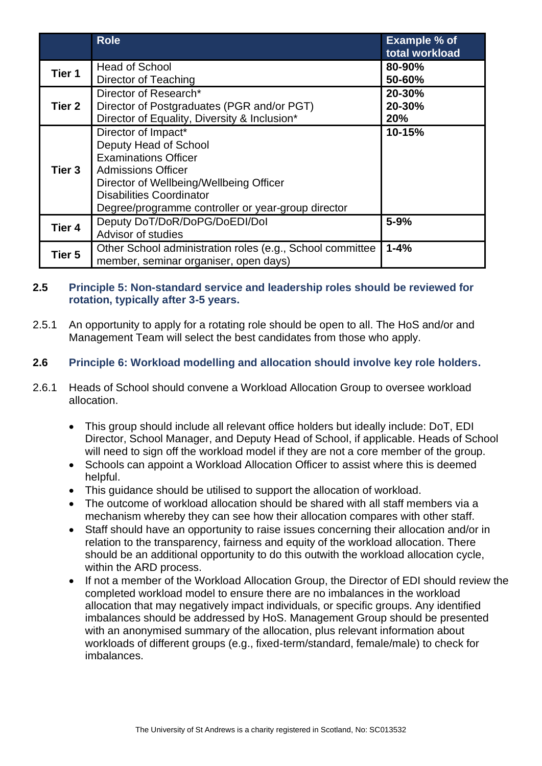| | Role | Example % of total workload |
|---|---|---|
| Tier 1 | Head of School<br>Director of Teaching | 80-90%<br>50-60% |
| Tier 2 | Director of Research*<br>Director of Postgraduates (PGR and/or PGT)<br>Director of Equality, Diversity & Inclusion* | 20-30%<br>20-30%<br>20% |
| Tier 3 | Director of Impact*<br>Deputy Head of School<br>Examinations Officer<br>Admissions Officer<br>Director of Wellbeing/Wellbeing Officer<br>Disabilities Coordinator<br>Degree/programme controller or year-group director | 10-15% |
| Tier 4 | Deputy DoT/DoR/DoPG/DoEDI/DoI<br>Advisor of studies | 5-9% |
| Tier 5 | Other School administration roles (e.g., School committee member, seminar organiser, open days) | 1-4% |

### 2.5 Principle 5: Non-standard service and leadership roles should be reviewed for rotation, typically after 3-5 years.

2.5.1 An opportunity to apply for a rotating role should be open to all. The HoS and/or and Management Team will select the best candidates from those who apply.

### 2.6 Principle 6: Workload modelling and allocation should involve key role holders.

2.6.1 Heads of School should convene a Workload Allocation Group to oversee workload allocation.

- This group should include all relevant office holders but ideally include: DoT, EDI Director, School Manager, and Deputy Head of School, if applicable. Heads of School will need to sign off the workload model if they are not a core member of the group.
- Schools can appoint a Workload Allocation Officer to assist where this is deemed helpful.
- This guidance should be utilised to support the allocation of workload.
- The outcome of workload allocation should be shared with all staff members via a mechanism whereby they can see how their allocation compares with other staff.
- Staff should have an opportunity to raise issues concerning their allocation and/or in relation to the transparency, fairness and equity of the workload allocation. There should be an additional opportunity to do this outwith the workload allocation cycle, within the ARD process.
- If not a member of the Workload Allocation Group, the Director of EDI should review the completed workload model to ensure there are no imbalances in the workload allocation that may negatively impact individuals, or specific groups. Any identified imbalances should be addressed by HoS. Management Group should be presented with an anonymised summary of the allocation, plus relevant information about workloads of different groups (e.g., fixed-term/standard, female/male) to check for imbalances.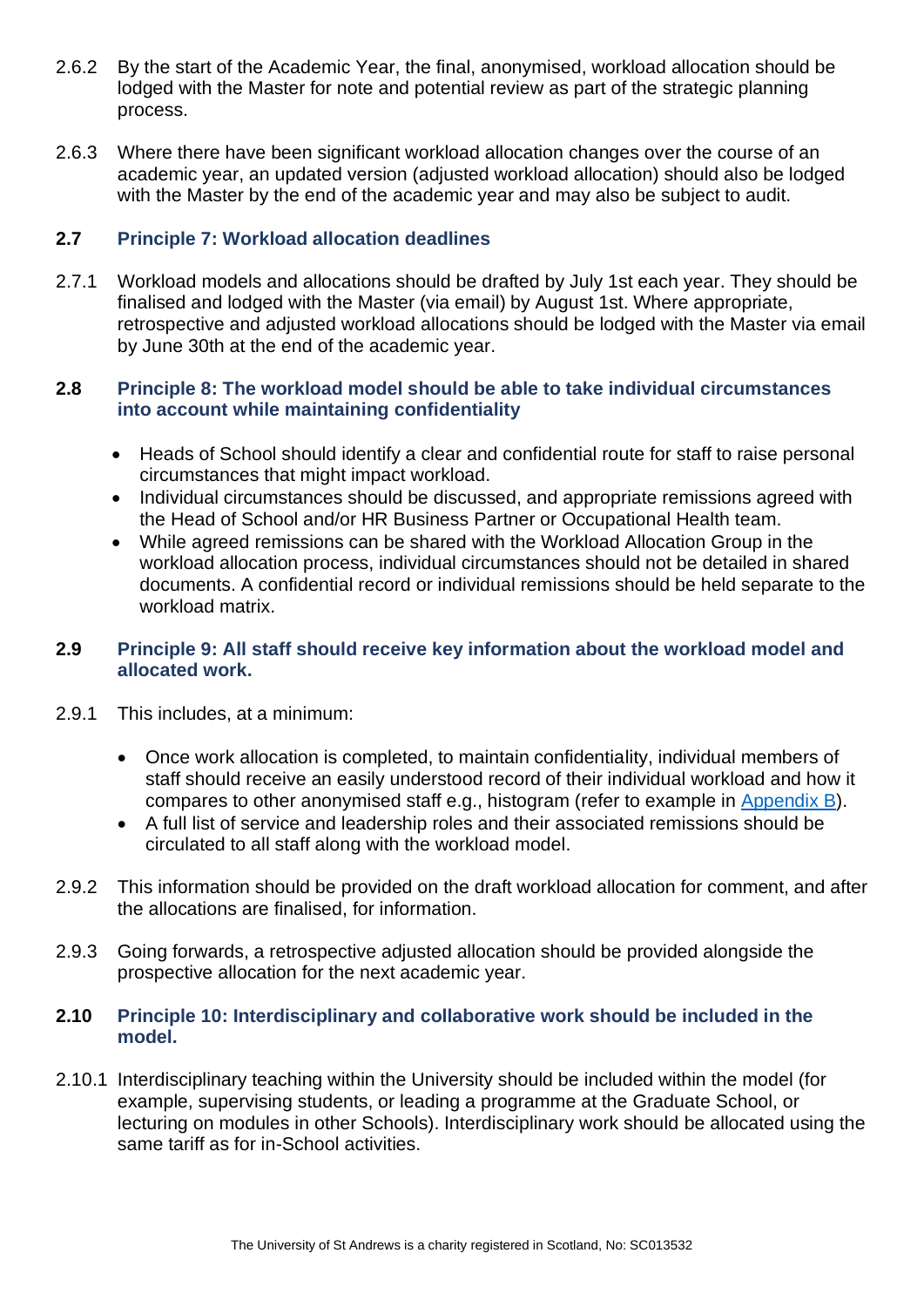2.6.2 By the start of the Academic Year, the final, anonymised, workload allocation should be lodged with the Master for note and potential review as part of the strategic planning process.

2.6.3 Where there have been significant workload allocation changes over the course of an academic year, an updated version (adjusted workload allocation) should also be lodged with the Master by the end of the academic year and may also be subject to audit.

### 2.7 Principle 7: Workload allocation deadlines

2.7.1 Workload models and allocations should be drafted by July 1st each year. They should be finalised and lodged with the Master (via email) by August 1st. Where appropriate, retrospective and adjusted workload allocations should be lodged with the Master via email by June 30th at the end of the academic year.

### 2.8 Principle 8: The workload model should be able to take individual circumstances into account while maintaining confidentiality

- Heads of School should identify a clear and confidential route for staff to raise personal circumstances that might impact workload.
- Individual circumstances should be discussed, and appropriate remissions agreed with the Head of School and/or HR Business Partner or Occupational Health team.
- While agreed remissions can be shared with the Workload Allocation Group in the workload allocation process, individual circumstances should not be detailed in shared documents. A confidential record or individual remissions should be held separate to the workload matrix.

### 2.9 Principle 9: All staff should receive key information about the workload model and allocated work.

2.9.1 This includes, at a minimum:

- Once work allocation is completed, to maintain confidentiality, individual members of staff should receive an easily understood record of their individual workload and how it compares to other anonymised staff e.g., histogram (refer to example in Appendix B).
- A full list of service and leadership roles and their associated remissions should be circulated to all staff along with the workload model.

2.9.2 This information should be provided on the draft workload allocation for comment, and after the allocations are finalised, for information.

2.9.3 Going forwards, a retrospective adjusted allocation should be provided alongside the prospective allocation for the next academic year.

### 2.10 Principle 10: Interdisciplinary and collaborative work should be included in the model.

2.10.1 Interdisciplinary teaching within the University should be included within the model (for example, supervising students, or leading a programme at the Graduate School, or lecturing on modules in other Schools). Interdisciplinary work should be allocated using the same tariff as for in-School activities.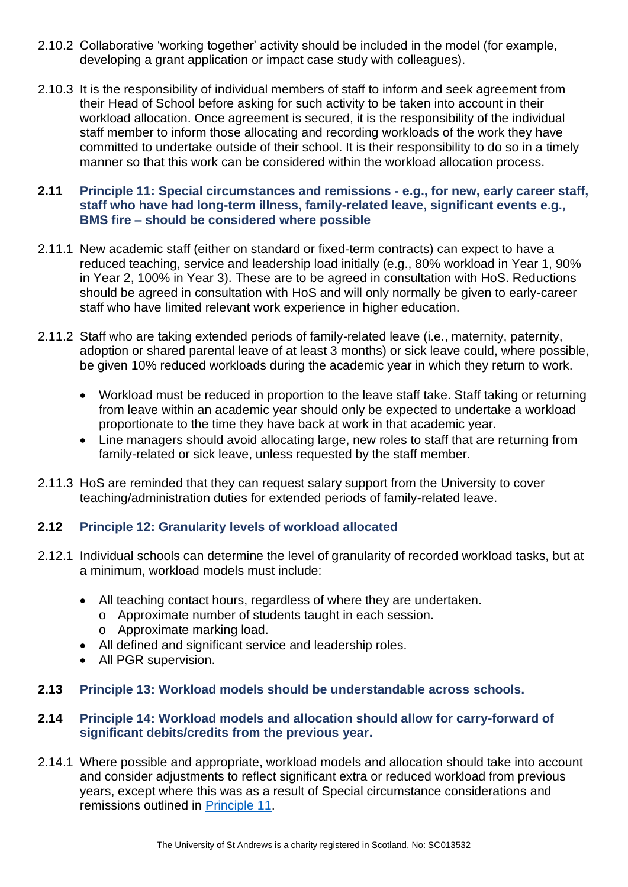2.10.2 Collaborative 'working together' activity should be included in the model (for example, developing a grant application or impact case study with colleagues).

2.10.3 It is the responsibility of individual members of staff to inform and seek agreement from their Head of School before asking for such activity to be taken into account in their workload allocation. Once agreement is secured, it is the responsibility of the individual staff member to inform those allocating and recording workloads of the work they have committed to undertake outside of their school. It is their responsibility to do so in a timely manner so that this work can be considered within the workload allocation process.

### 2.11 Principle 11: Special circumstances and remissions - e.g., for new, early career staff, staff who have had long-term illness, family-related leave, significant events e.g., BMS fire – should be considered where possible

2.11.1 New academic staff (either on standard or fixed-term contracts) can expect to have a reduced teaching, service and leadership load initially (e.g., 80% workload in Year 1, 90% in Year 2, 100% in Year 3). These are to be agreed in consultation with HoS. Reductions should be agreed in consultation with HoS and will only normally be given to early-career staff who have limited relevant work experience in higher education.

2.11.2 Staff who are taking extended periods of family-related leave (i.e., maternity, paternity, adoption or shared parental leave of at least 3 months) or sick leave could, where possible, be given 10% reduced workloads during the academic year in which they return to work.

- Workload must be reduced in proportion to the leave staff take. Staff taking or returning from leave within an academic year should only be expected to undertake a workload proportionate to the time they have back at work in that academic year.
- Line managers should avoid allocating large, new roles to staff that are returning from family-related or sick leave, unless requested by the staff member.

2.11.3 HoS are reminded that they can request salary support from the University to cover teaching/administration duties for extended periods of family-related leave.

### 2.12 Principle 12: Granularity levels of workload allocated

2.12.1 Individual schools can determine the level of granularity of recorded workload tasks, but at a minimum, workload models must include:

- All teaching contact hours, regardless of where they are undertaken.
  - Approximate number of students taught in each session.
  - Approximate marking load.
- All defined and significant service and leadership roles.
- All PGR supervision.

### 2.13 Principle 13: Workload models should be understandable across schools.

### 2.14 Principle 14: Workload models and allocation should allow for carry-forward of significant debits/credits from the previous year.

2.14.1 Where possible and appropriate, workload models and allocation should take into account and consider adjustments to reflect significant extra or reduced workload from previous years, except where this was as a result of Special circumstance considerations and remissions outlined in Principle 11.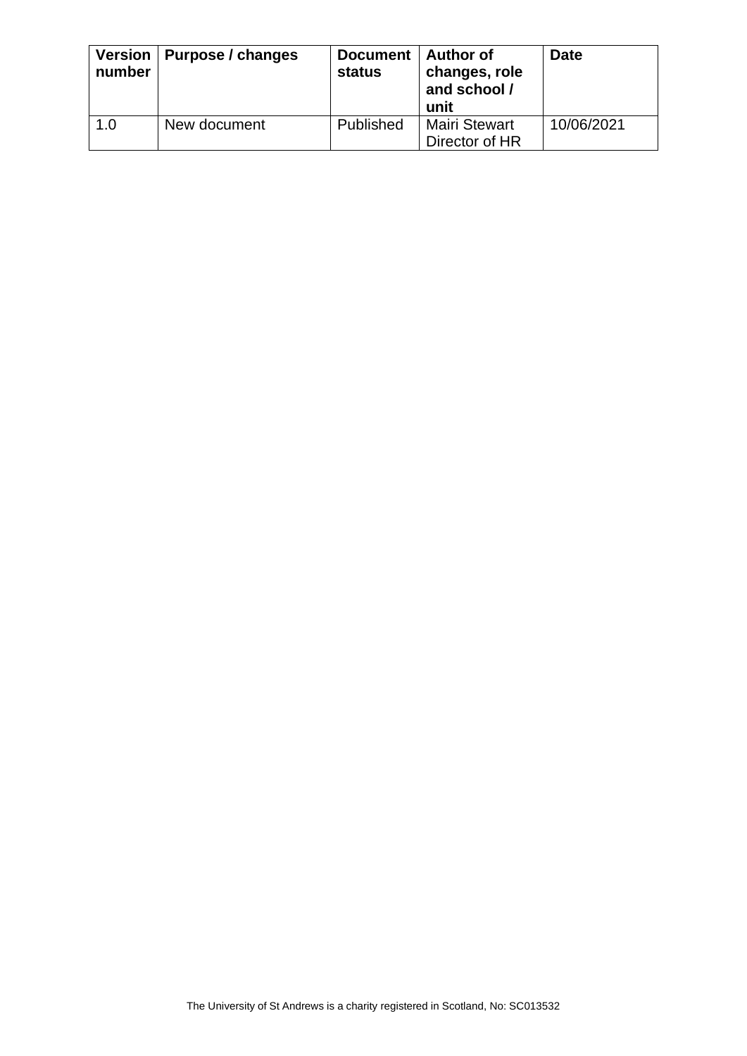| Version number | Purpose / changes | Document status | Author of changes, role and school / unit | Date |
|---|---|---|---|---|
| 1.0 | New document | Published | Mairi Stewart Director of HR | 10/06/2021 |

The University of St Andrews is a charity registered in Scotland, No: SC013532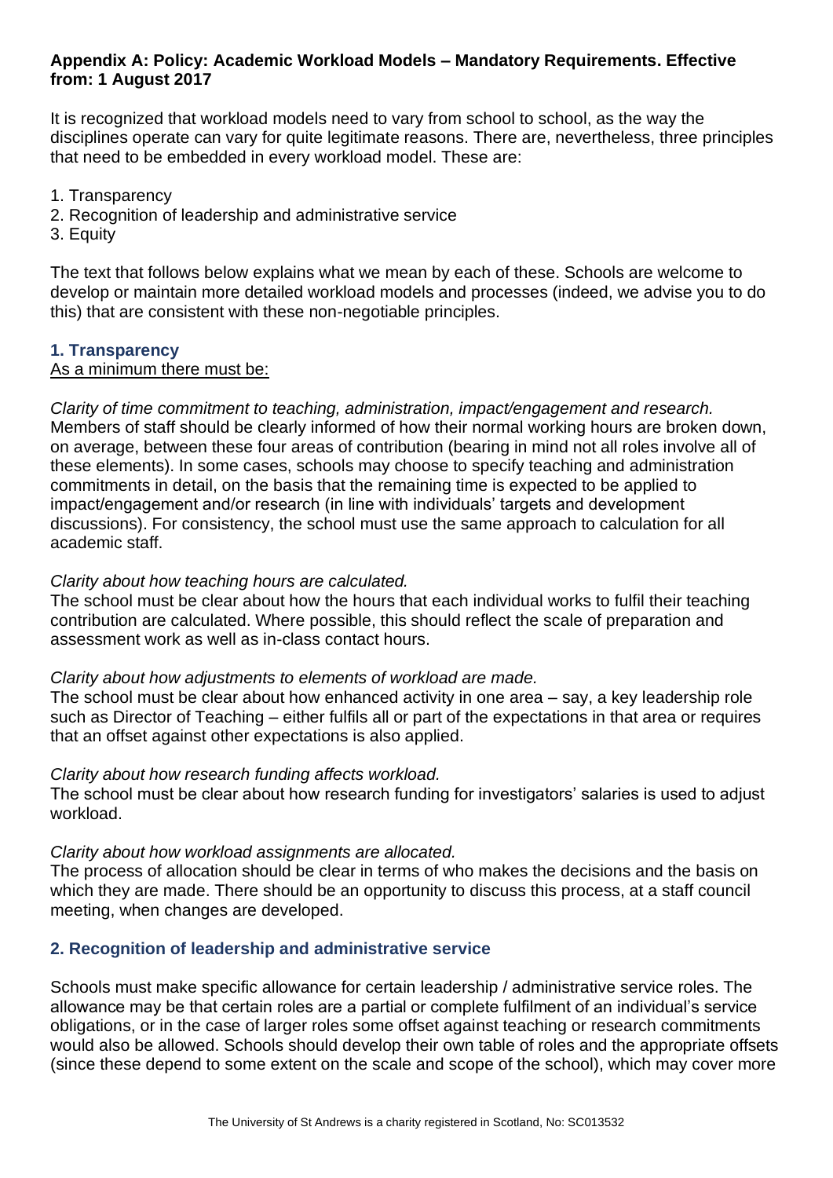**Appendix A: Policy: Academic Workload Models – Mandatory Requirements. Effective from: 1 August 2017**

It is recognized that workload models need to vary from school to school, as the way the disciplines operate can vary for quite legitimate reasons. There are, nevertheless, three principles that need to be embedded in every workload model. These are:

1. Transparency
2. Recognition of leadership and administrative service
3. Equity

The text that follows below explains what we mean by each of these. Schools are welcome to develop or maintain more detailed workload models and processes (indeed, we advise you to do this) that are consistent with these non-negotiable principles.

## 1. Transparency

<u>As a minimum there must be:</u>

*Clarity of time commitment to teaching, administration, impact/engagement and research.*
Members of staff should be clearly informed of how their normal working hours are broken down, on average, between these four areas of contribution (bearing in mind not all roles involve all of these elements). In some cases, schools may choose to specify teaching and administration commitments in detail, on the basis that the remaining time is expected to be applied to impact/engagement and/or research (in line with individuals' targets and development discussions). For consistency, the school must use the same approach to calculation for all academic staff.

*Clarity about how teaching hours are calculated.*
The school must be clear about how the hours that each individual works to fulfil their teaching contribution are calculated. Where possible, this should reflect the scale of preparation and assessment work as well as in-class contact hours.

*Clarity about how adjustments to elements of workload are made.*
The school must be clear about how enhanced activity in one area – say, a key leadership role such as Director of Teaching – either fulfils all or part of the expectations in that area or requires that an offset against other expectations is also applied.

*Clarity about how research funding affects workload.*
The school must be clear about how research funding for investigators' salaries is used to adjust workload.

*Clarity about how workload assignments are allocated.*
The process of allocation should be clear in terms of who makes the decisions and the basis on which they are made. There should be an opportunity to discuss this process, at a staff council meeting, when changes are developed.

## 2. Recognition of leadership and administrative service

Schools must make specific allowance for certain leadership / administrative service roles. The allowance may be that certain roles are a partial or complete fulfilment of an individual's service obligations, or in the case of larger roles some offset against teaching or research commitments would also be allowed. Schools should develop their own table of roles and the appropriate offsets (since these depend to some extent on the scale and scope of the school), which may cover more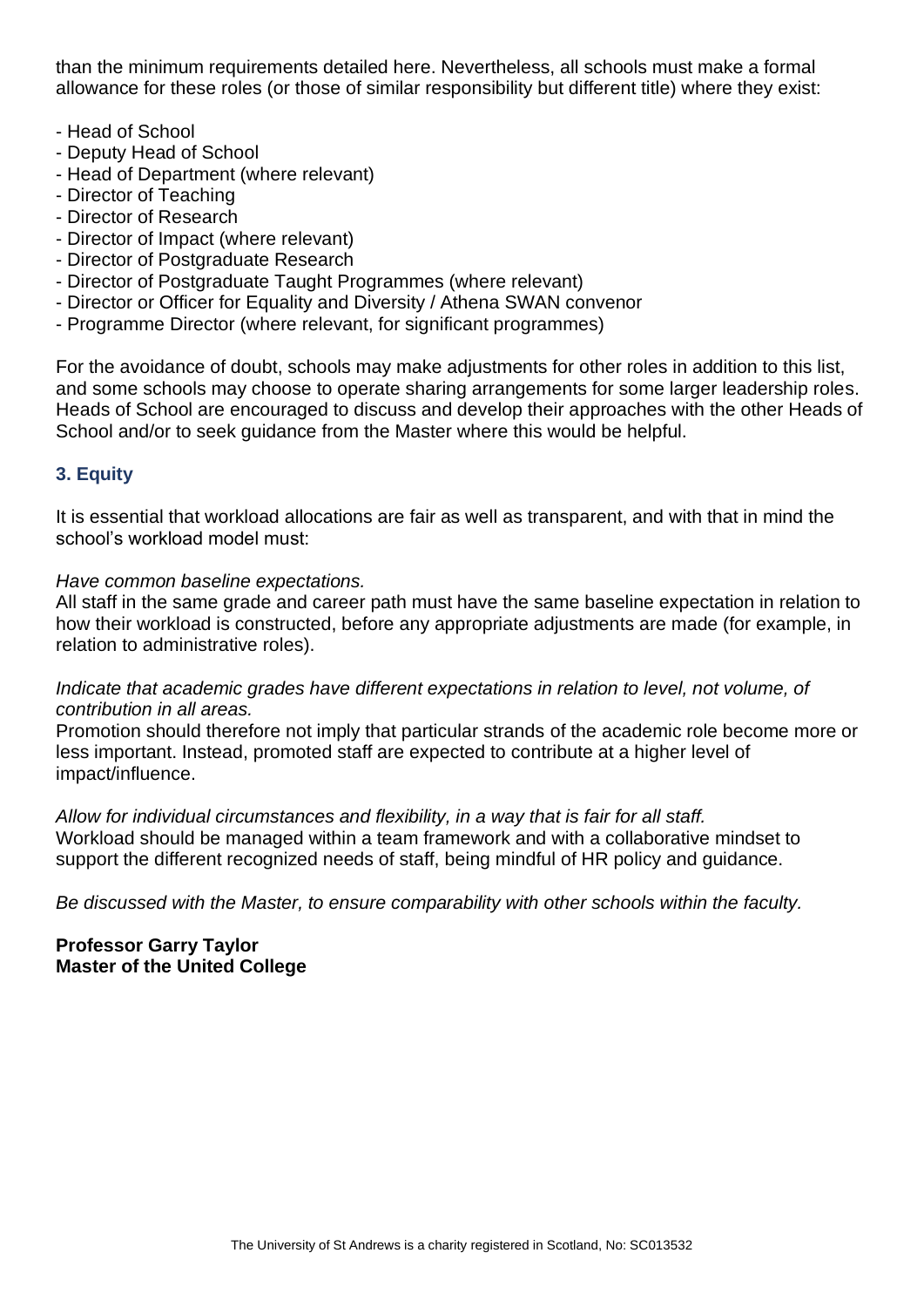than the minimum requirements detailed here. Nevertheless, all schools must make a formal allowance for these roles (or those of similar responsibility but different title) where they exist:

- Head of School
- Deputy Head of School
- Head of Department (where relevant)
- Director of Teaching
- Director of Research
- Director of Impact (where relevant)
- Director of Postgraduate Research
- Director of Postgraduate Taught Programmes (where relevant)
- Director or Officer for Equality and Diversity / Athena SWAN convenor
- Programme Director (where relevant, for significant programmes)

For the avoidance of doubt, schools may make adjustments for other roles in addition to this list, and some schools may choose to operate sharing arrangements for some larger leadership roles. Heads of School are encouraged to discuss and develop their approaches with the other Heads of School and/or to seek guidance from the Master where this would be helpful.

### 3. Equity

It is essential that workload allocations are fair as well as transparent, and with that in mind the school's workload model must:

*Have common baseline expectations.*
All staff in the same grade and career path must have the same baseline expectation in relation to how their workload is constructed, before any appropriate adjustments are made (for example, in relation to administrative roles).

*Indicate that academic grades have different expectations in relation to level, not volume, of contribution in all areas.*
Promotion should therefore not imply that particular strands of the academic role become more or less important. Instead, promoted staff are expected to contribute at a higher level of impact/influence.

*Allow for individual circumstances and flexibility, in a way that is fair for all staff.*
Workload should be managed within a team framework and with a collaborative mindset to support the different recognized needs of staff, being mindful of HR policy and guidance.

*Be discussed with the Master, to ensure comparability with other schools within the faculty.*

**Professor Garry Taylor**
**Master of the United College**

The University of St Andrews is a charity registered in Scotland, No: SC013532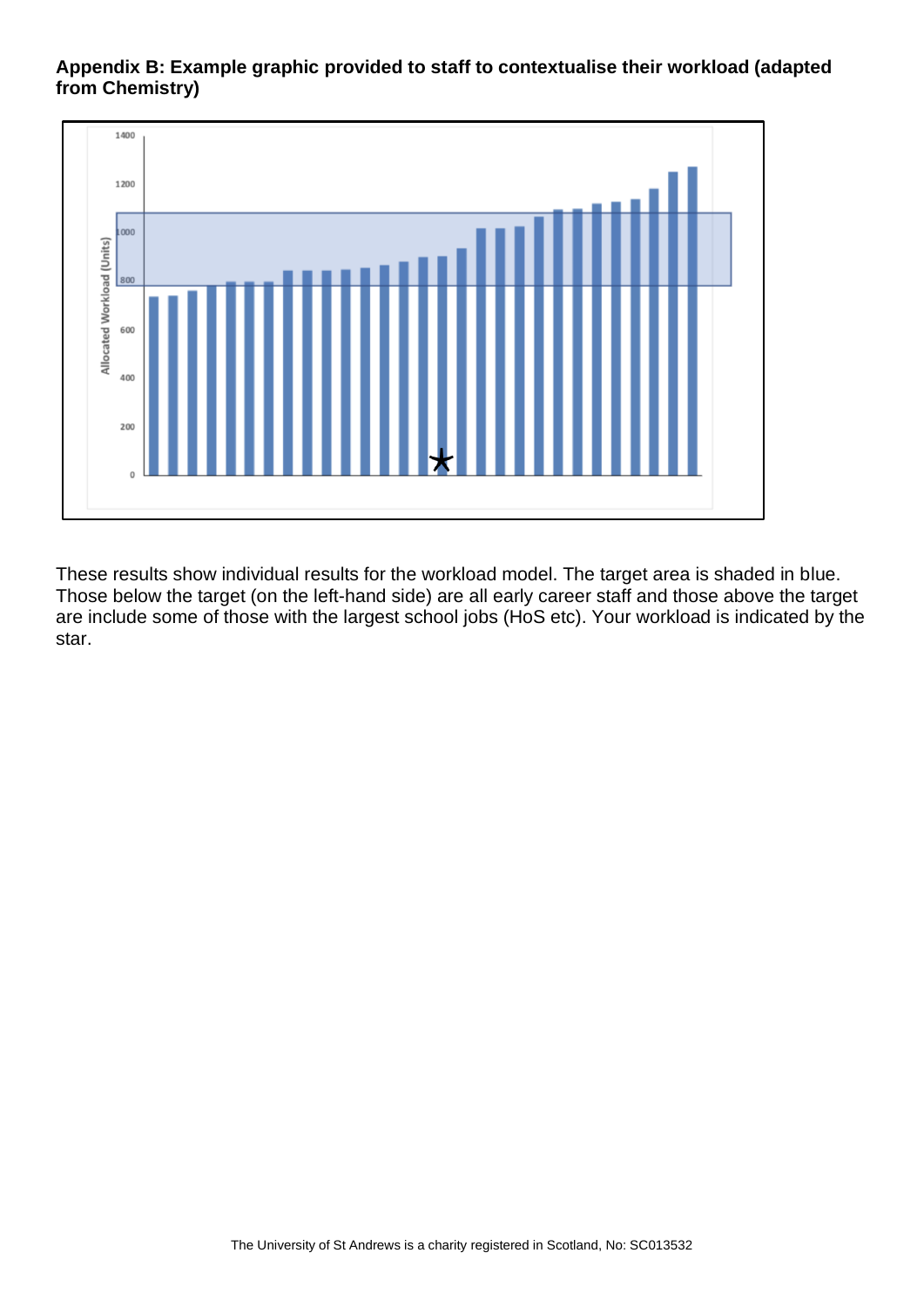**Appendix B: Example graphic provided to staff to contextualise their workload (adapted from Chemistry)**

Allocated Workload (Units)

1400
1200
1000
800
600
400
200
0

*

These results show individual results for the workload model. The target area is shaded in blue. Those below the target (on the left-hand side) are all early career staff and those above the target are include some of those with the largest school jobs (HoS etc). Your workload is indicated by the star.

The University of St Andrews is a charity registered in Scotland, No: SC013532